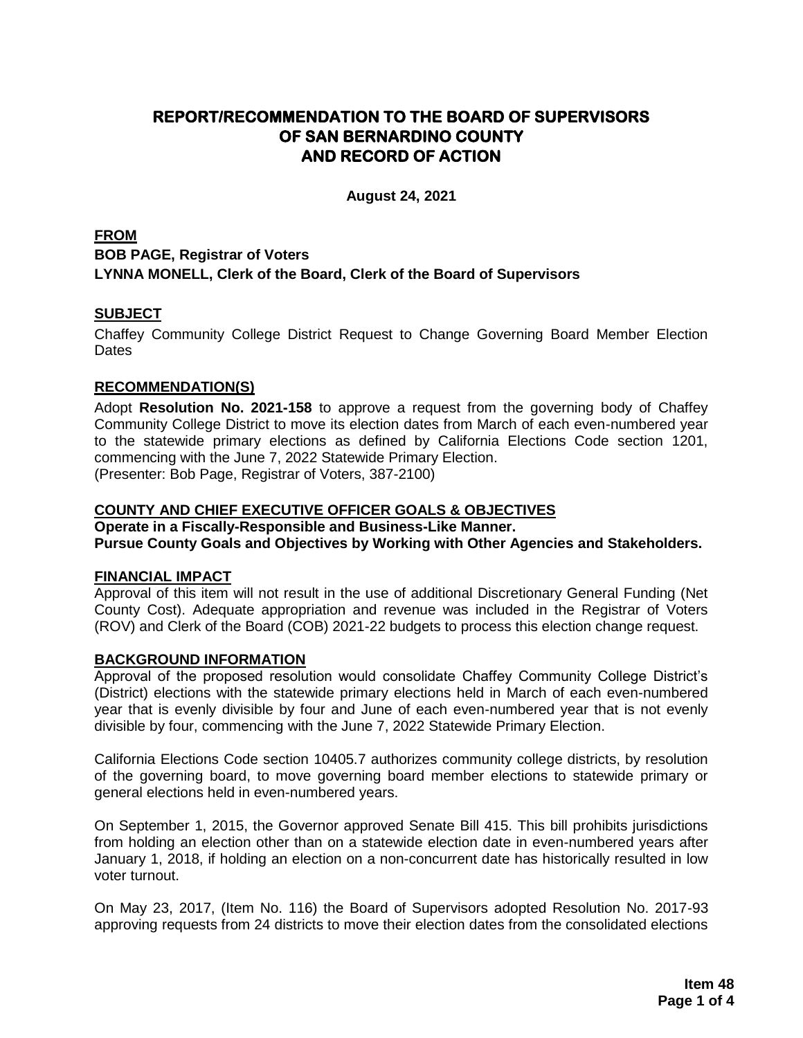# REPORT/RECOMMENDATION TO THE BOARD OF SUPERVISORS OF SAN BERNARDINO COUNTY AND RECORD OF ACTION

**August 24, 2021**

## FROM

**BOB PAGE, Registrar of Voters**
**LYNNA MONELL, Clerk of the Board, Clerk of the Board of Supervisors**

## SUBJECT

Chaffey Community College District Request to Change Governing Board Member Election Dates

## RECOMMENDATION(S)

Adopt **Resolution No. 2021-158** to approve a request from the governing body of Chaffey Community College District to move its election dates from March of each even-numbered year to the statewide primary elections as defined by California Elections Code section 1201, commencing with the June 7, 2022 Statewide Primary Election.
(Presenter: Bob Page, Registrar of Voters, 387-2100)

## COUNTY AND CHIEF EXECUTIVE OFFICER GOALS & OBJECTIVES

**Operate in a Fiscally-Responsible and Business-Like Manner.**
**Pursue County Goals and Objectives by Working with Other Agencies and Stakeholders.**

## FINANCIAL IMPACT

Approval of this item will not result in the use of additional Discretionary General Funding (Net County Cost). Adequate appropriation and revenue was included in the Registrar of Voters (ROV) and Clerk of the Board (COB) 2021-22 budgets to process this election change request.

## BACKGROUND INFORMATION

Approval of the proposed resolution would consolidate Chaffey Community College District's (District) elections with the statewide primary elections held in March of each even-numbered year that is evenly divisible by four and June of each even-numbered year that is not evenly divisible by four, commencing with the June 7, 2022 Statewide Primary Election.

California Elections Code section 10405.7 authorizes community college districts, by resolution of the governing board, to move governing board member elections to statewide primary or general elections held in even-numbered years.

On September 1, 2015, the Governor approved Senate Bill 415. This bill prohibits jurisdictions from holding an election other than on a statewide election date in even-numbered years after January 1, 2018, if holding an election on a non-concurrent date has historically resulted in low voter turnout.

On May 23, 2017, (Item No. 116) the Board of Supervisors adopted Resolution No. 2017-93 approving requests from 24 districts to move their election dates from the consolidated elections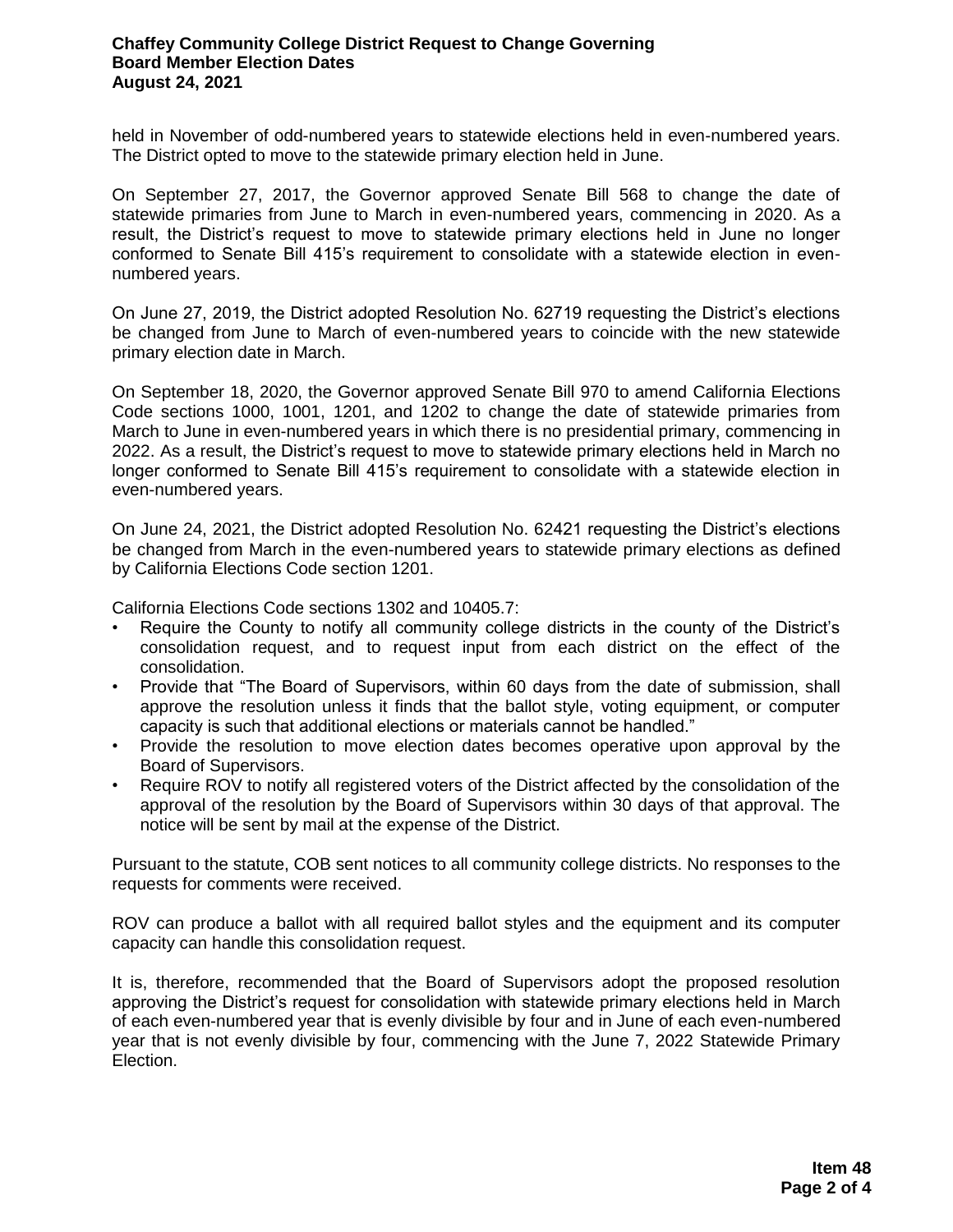held in November of odd-numbered years to statewide elections held in even-numbered years. The District opted to move to the statewide primary election held in June.

On September 27, 2017, the Governor approved Senate Bill 568 to change the date of statewide primaries from June to March in even-numbered years, commencing in 2020. As a result, the District's request to move to statewide primary elections held in June no longer conformed to Senate Bill 415's requirement to consolidate with a statewide election in even-numbered years.

On June 27, 2019, the District adopted Resolution No. 62719 requesting the District's elections be changed from June to March of even-numbered years to coincide with the new statewide primary election date in March.

On September 18, 2020, the Governor approved Senate Bill 970 to amend California Elections Code sections 1000, 1001, 1201, and 1202 to change the date of statewide primaries from March to June in even-numbered years in which there is no presidential primary, commencing in 2022. As a result, the District's request to move to statewide primary elections held in March no longer conformed to Senate Bill 415's requirement to consolidate with a statewide election in even-numbered years.

On June 24, 2021, the District adopted Resolution No. 62421 requesting the District's elections be changed from March in the even-numbered years to statewide primary elections as defined by California Elections Code section 1201.

California Elections Code sections 1302 and 10405.7:

- Require the County to notify all community college districts in the county of the District's consolidation request, and to request input from each district on the effect of the consolidation.
- Provide that "The Board of Supervisors, within 60 days from the date of submission, shall approve the resolution unless it finds that the ballot style, voting equipment, or computer capacity is such that additional elections or materials cannot be handled."
- Provide the resolution to move election dates becomes operative upon approval by the Board of Supervisors.
- Require ROV to notify all registered voters of the District affected by the consolidation of the approval of the resolution by the Board of Supervisors within 30 days of that approval. The notice will be sent by mail at the expense of the District.

Pursuant to the statute, COB sent notices to all community college districts. No responses to the requests for comments were received.

ROV can produce a ballot with all required ballot styles and the equipment and its computer capacity can handle this consolidation request.

It is, therefore, recommended that the Board of Supervisors adopt the proposed resolution approving the District's request for consolidation with statewide primary elections held in March of each even-numbered year that is evenly divisible by four and in June of each even-numbered year that is not evenly divisible by four, commencing with the June 7, 2022 Statewide Primary Election.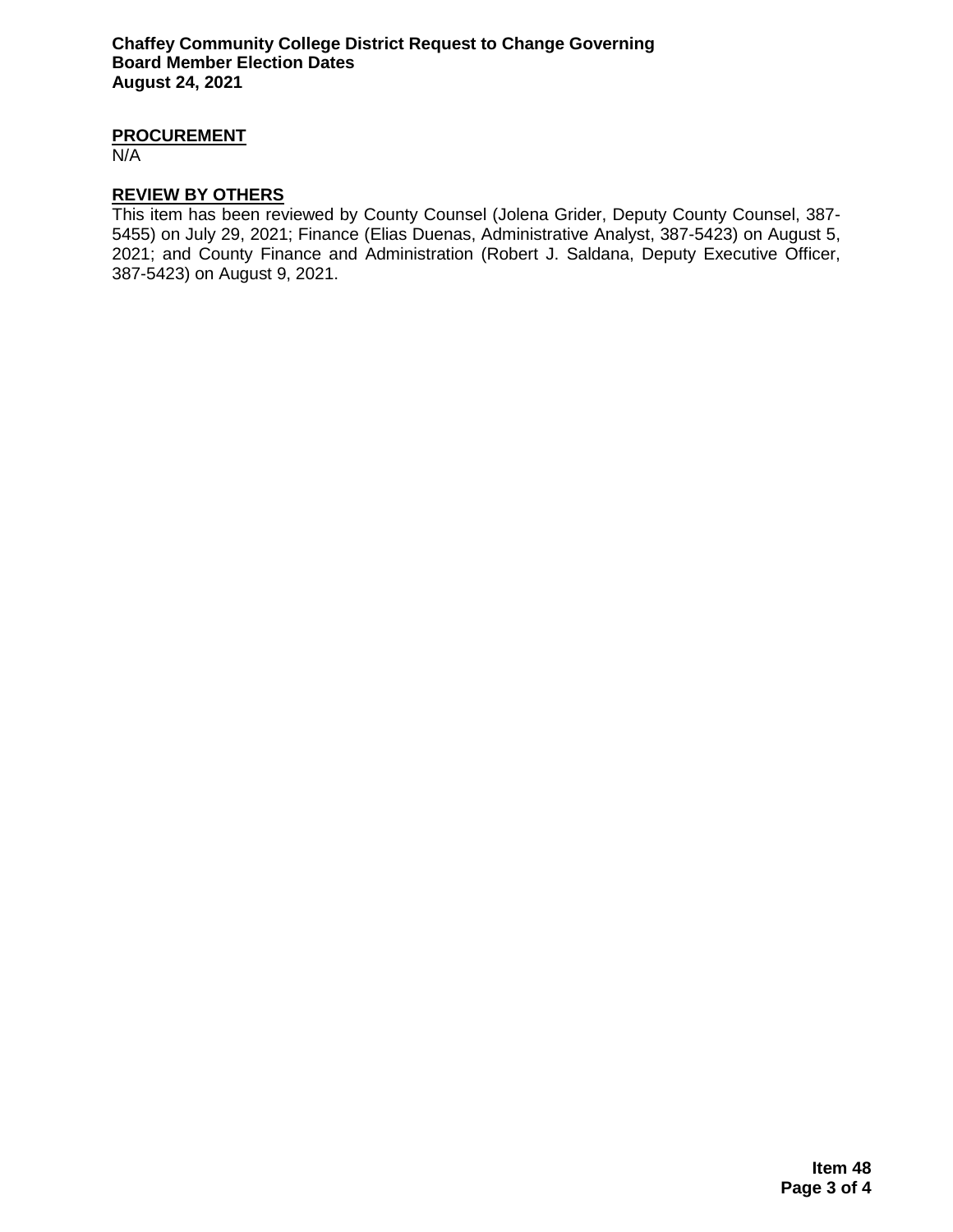## PROCUREMENT

N/A

## REVIEW BY OTHERS

This item has been reviewed by County Counsel (Jolena Grider, Deputy County Counsel, 387-5455) on July 29, 2021; Finance (Elias Duenas, Administrative Analyst, 387-5423) on August 5, 2021; and County Finance and Administration (Robert J. Saldana, Deputy Executive Officer, 387-5423) on August 9, 2021.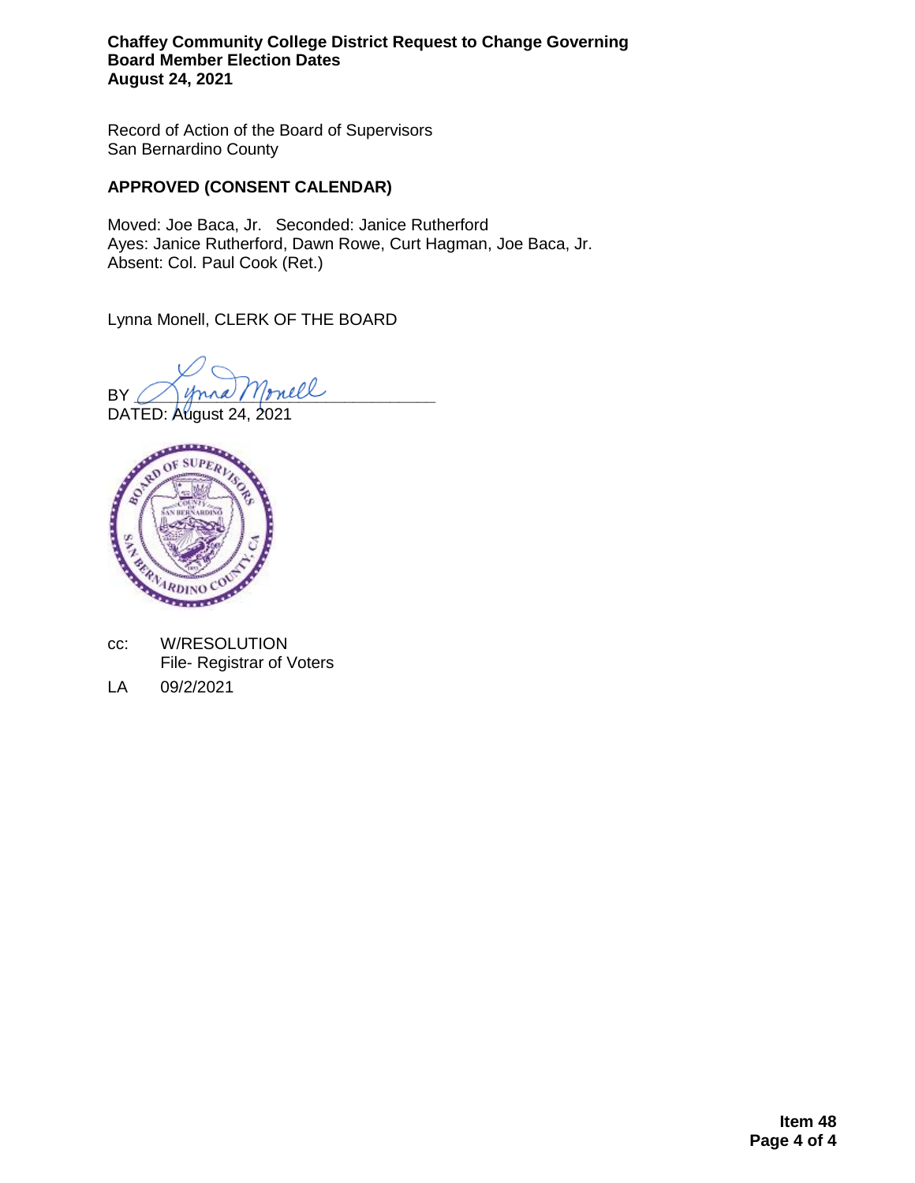**Chaffey Community College District Request to Change Governing Board Member Election Dates**
**August 24, 2021**

Record of Action of the Board of Supervisors
San Bernardino County

**APPROVED (CONSENT CALENDAR)**

Moved: Joe Baca, Jr. Seconded: Janice Rutherford
Ayes: Janice Rutherford, Dawn Rowe, Curt Hagman, Joe Baca, Jr.
Absent: Col. Paul Cook (Ret.)

Lynna Monell, CLERK OF THE BOARD

BY Lynna Monell
DATED: August 24, 2021

cc: W/RESOLUTION
File- Registrar of Voters

LA 09/2/2021

**Item 48**